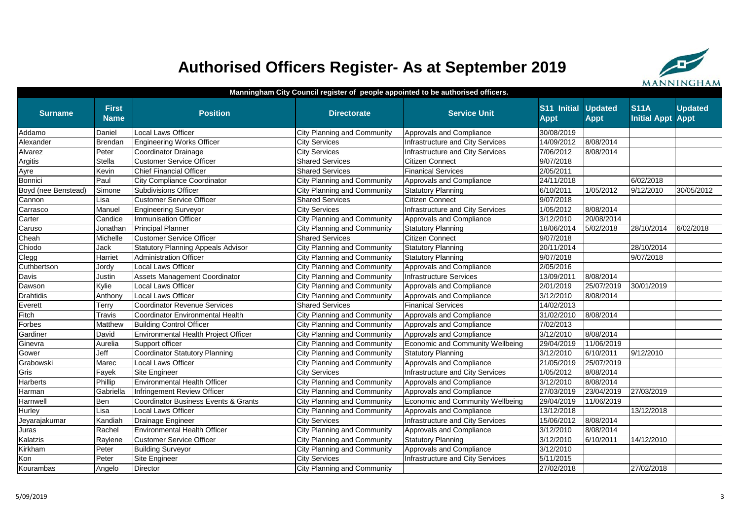# Authorised Officers Register- As at September 2019

MANNINGHAM

**Manningham City Council register of people appointed to be authorised officers.**

| Surname | First Name | Position | Directorate | Service Unit | S11 Initial Appt | Updated Appt | S11A Initial Appt | Updated Appt |
|---|---|---|---|---|---|---|---|---|
| Addamo | Daniel | Local Laws Officer | City Planning and Community | Approvals and Compliance | 30/08/2019 | | | |
| Alexander | Brendan | Engineering Works Officer | City Services | Infrastructure and City Services | 14/09/2012 | 8/08/2014 | | |
| Alvarez | Peter | Coordinator Drainage | City Services | Infrastructure and City Services | 7/06/2012 | 8/08/2014 | | |
| Argitis | Stella | Customer Service Officer | Shared Services | Citizen Connect | 9/07/2018 | | | |
| Ayre | Kevin | Chief Financial Officer | Shared Services | Finanical Services | 2/05/2011 | | | |
| Bonnici | Paul | City Compliance Coordinator | City Planning and Community | Approvals and Compliance | 24/11/2018 | | 6/02/2018 | |
| Boyd (nee Benstead) | Simone | Subdivisions Officer | City Planning and Community | Statutory Planning | 6/10/2011 | 1/05/2012 | 9/12/2010 | 30/05/2012 |
| Cannon | Lisa | Customer Service Officer | Shared Services | Citizen Connect | 9/07/2018 | | | |
| Carrasco | Manuel | Engineering Surveyor | City Services | Infrastructure and City Services | 1/05/2012 | 8/08/2014 | | |
| Carter | Candice | Immunisation Officer | City Planning and Community | Approvals and Compliance | 3/12/2010 | 20/08/2014 | | |
| Caruso | Jonathan | Principal Planner | City Planning and Community | Statutory Planning | 18/06/2014 | 5/02/2018 | 28/10/2014 | 6/02/2018 |
| Cheah | Michelle | Customer Service Officer | Shared Services | Citizen Connect | 9/07/2018 | | | |
| Chiodo | Jack | Statutory Planning Appeals Advisor | City Planning and Community | Statutory Planning | 20/11/2014 | | 28/10/2014 | |
| Clegg | Harriet | Administration Officer | City Planning and Community | Statutory Planning | 9/07/2018 | | 9/07/2018 | |
| Cuthbertson | Jordy | Local Laws Officer | City Planning and Community | Approvals and Compliance | 2/05/2016 | | | |
| Davis | Justin | Assets Management Coordinator | City Planning and Community | Infrastructure Services | 13/09/2011 | 8/08/2014 | | |
| Dawson | Kylie | Local Laws Officer | City Planning and Community | Approvals and Compliance | 2/01/2019 | 25/07/2019 | 30/01/2019 | |
| Drahtidis | Anthony | Local Laws Officer | City Planning and Community | Approvals and Compliance | 3/12/2010 | 8/08/2014 | | |
| Everett | Terry | Coordinator Revenue Services | Shared Services | Finanical Services | 14/02/2013 | | | |
| Fitch | Travis | Coordinator Environmental Health | City Planning and Community | Approvals and Compliance | 31/02/2010 | 8/08/2014 | | |
| Forbes | Matthew | Building Control Officer | City Planning and Community | Approvals and Compliance | 7/02/2013 | | | |
| Gardiner | David | Environmental Health Project Officer | City Planning and Community | Approvals and Compliance | 3/12/2010 | 8/08/2014 | | |
| Ginevra | Aurelia | Support officer | City Planning and Community | Economic and Community Wellbeing | 29/04/2019 | 11/06/2019 | | |
| Gower | Jeff | Coordinator Statutory Planning | City Planning and Community | Statutory Planning | 3/12/2010 | 6/10/2011 | 9/12/2010 | |
| Grabowski | Marec | Local Laws Officer | City Planning and Community | Approvals and Compliance | 21/05/2019 | 25/07/2019 | | |
| Gris | Fayek | Site Engineer | City Services | Infrastructure and City Services | 1/05/2012 | 8/08/2014 | | |
| Harberts | Phillip | Environmental Health Officer | City Planning and Community | Approvals and Compliance | 3/12/2010 | 8/08/2014 | | |
| Harman | Gabriella | Infringement Review Officer | City Planning and Community | Approvals and Compliance | 27/03/2019 | 23/04/2019 | 27/03/2019 | |
| Harnwell | Ben | Coordinator Business Events & Grants | City Planning and Community | Economic and Community Wellbeing | 29/04/2019 | 11/06/2019 | | |
| Hurley | Lisa | Local Laws Officer | City Planning and Community | Approvals and Compliance | 13/12/2018 | | 13/12/2018 | |
| Jeyarajakumar | Kandiah | Drainage Engineer | City Services | Infrastructure and City Services | 15/06/2012 | 8/08/2014 | | |
| Juras | Rachel | Environmental Health Officer | City Planning and Community | Approvals and Compliance | 3/12/2010 | 8/08/2014 | | |
| Kalatzis | Raylene | Customer Service Officer | City Planning and Community | Statutory Planning | 3/12/2010 | 6/10/2011 | 14/12/2010 | |
| Kirkham | Peter | Building Surveyor | City Planning and Community | Approvals and Compliance | 3/12/2010 | | | |
| Kon | Peter | Site Engineer | City Services | Infrastructure and City Services | 5/11/2015 | | | |
| Kourambas | Angelo | Director | City Planning and Community | | 27/02/2018 | | 27/02/2018 | |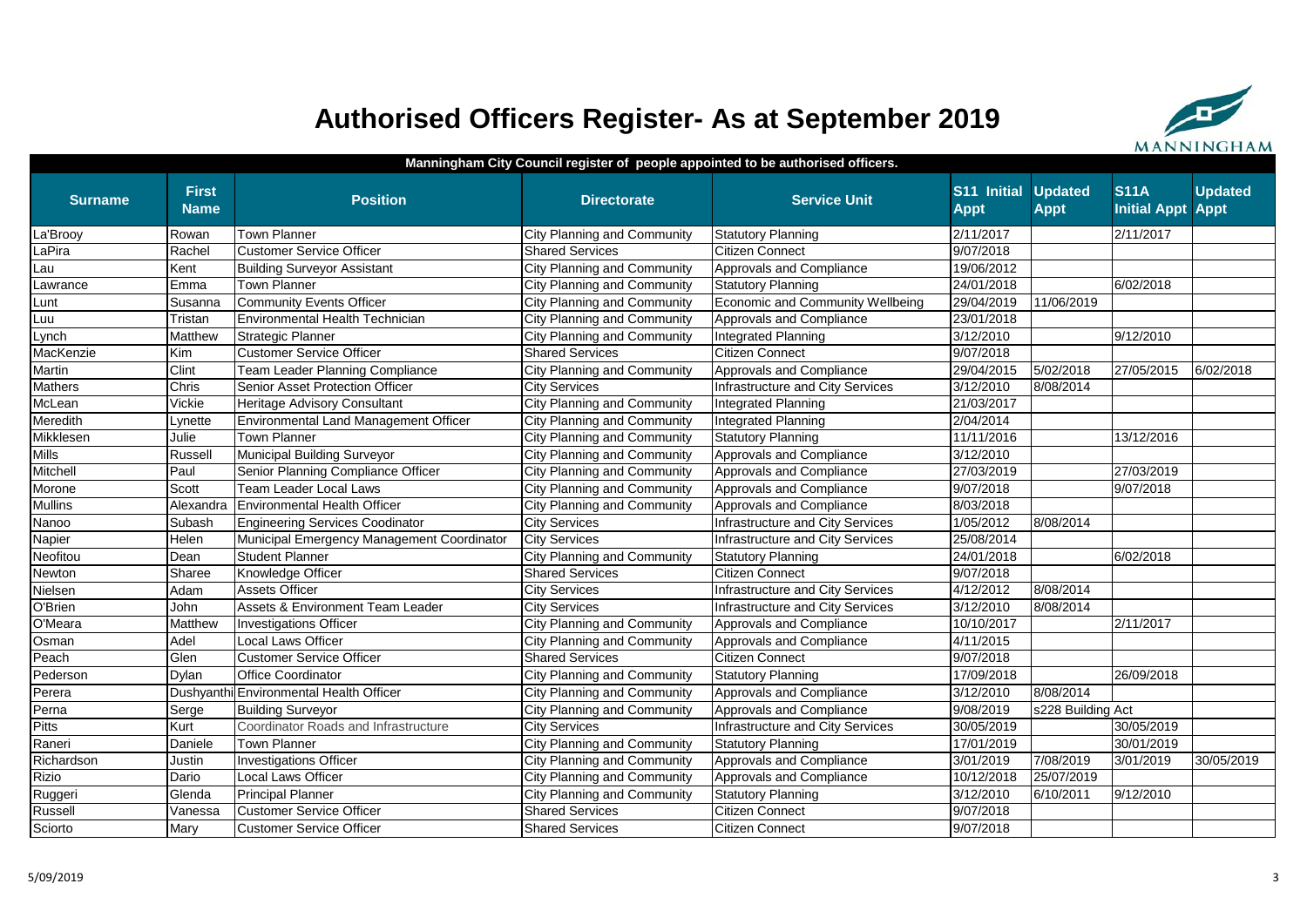# Authorised Officers Register- As at September 2019

MANNINGHAM

| Manningham City Council register of people appointed to be authorised officers. | | | | | | | | |
|---|---|---|---|---|---|---|---|---|
| **Surname** | **First Name** | **Position** | **Directorate** | **Service Unit** | **S11 Initial Appt** | **Updated Appt** | **S11A Initial Appt** | **Updated Appt** |
| La'Brooy | Rowan | Town Planner | City Planning and Community | Statutory Planning | 2/11/2017 | | 2/11/2017 | |
| LaPira | Rachel | Customer Service Officer | Shared Services | Citizen Connect | 9/07/2018 | | | |
| Lau | Kent | Building Surveyor Assistant | City Planning and Community | Approvals and Compliance | 19/06/2012 | | | |
| Lawrance | Emma | Town Planner | City Planning and Community | Statutory Planning | 24/01/2018 | | 6/02/2018 | |
| Lunt | Susanna | Community Events Officer | City Planning and Community | Economic and Community Wellbeing | 29/04/2019 | 11/06/2019 | | |
| Luu | Tristan | Environmental Health Technician | City Planning and Community | Approvals and Compliance | 23/01/2018 | | | |
| Lynch | Matthew | Strategic Planner | City Planning and Community | Integrated Planning | 3/12/2010 | | 9/12/2010 | |
| MacKenzie | Kim | Customer Service Officer | Shared Services | Citizen Connect | 9/07/2018 | | | |
| Martin | Clint | Team Leader Planning Compliance | City Planning and Community | Approvals and Compliance | 29/04/2015 | 5/02/2018 | 27/05/2015 | 6/02/2018 |
| Mathers | Chris | Senior Asset Protection Officer | City Services | Infrastructure and City Services | 3/12/2010 | 8/08/2014 | | |
| McLean | Vickie | Heritage Advisory Consultant | City Planning and Community | Integrated Planning | 21/03/2017 | | | |
| Meredith | Lynette | Environmental Land Management Officer | City Planning and Community | Integrated Planning | 2/04/2014 | | | |
| Mikklesen | Julie | Town Planner | City Planning and Community | Statutory Planning | 11/11/2016 | | 13/12/2016 | |
| Mills | Russell | Municipal Building Surveyor | City Planning and Community | Approvals and Compliance | 3/12/2010 | | | |
| Mitchell | Paul | Senior Planning Compliance Officer | City Planning and Community | Approvals and Compliance | 27/03/2019 | | 27/03/2019 | |
| Morone | Scott | Team Leader Local Laws | City Planning and Community | Approvals and Compliance | 9/07/2018 | | 9/07/2018 | |
| Mullins | Alexandra | Environmental Health Officer | City Planning and Community | Approvals and Compliance | 8/03/2018 | | | |
| Nanoo | Subash | Engineering Services Coodinator | City Services | Infrastructure and City Services | 1/05/2012 | 8/08/2014 | | |
| Napier | Helen | Municipal Emergency Management Coordinator | City Services | Infrastructure and City Services | 25/08/2014 | | | |
| Neofitou | Dean | Student Planner | City Planning and Community | Statutory Planning | 24/01/2018 | | 6/02/2018 | |
| Newton | Sharee | Knowledge Officer | Shared Services | Citizen Connect | 9/07/2018 | | | |
| Nielsen | Adam | Assets Officer | City Services | Infrastructure and City Services | 4/12/2012 | 8/08/2014 | | |
| O'Brien | John | Assets & Environment Team Leader | City Services | Infrastructure and City Services | 3/12/2010 | 8/08/2014 | | |
| O'Meara | Matthew | Investigations Officer | City Planning and Community | Approvals and Compliance | 10/10/2017 | | 2/11/2017 | |
| Osman | Adel | Local Laws Officer | City Planning and Community | Approvals and Compliance | 4/11/2015 | | | |
| Peach | Glen | Customer Service Officer | Shared Services | Citizen Connect | 9/07/2018 | | | |
| Pederson | Dylan | Office Coordinator | City Planning and Community | Statutory Planning | 17/09/2018 | | 26/09/2018 | |
| Perera | Dushyanthi | Environmental Health Officer | City Planning and Community | Approvals and Compliance | 3/12/2010 | 8/08/2014 | | |
| Perna | Serge | Building Surveyor | City Planning and Community | Approvals and Compliance | 9/08/2019 | s228 Building Act | | |
| Pitts | Kurt | Coordinator Roads and Infrastructure | City Services | Infrastructure and City Services | 30/05/2019 | | 30/05/2019 | |
| Raneri | Daniele | Town Planner | City Planning and Community | Statutory Planning | 17/01/2019 | | 30/01/2019 | |
| Richardson | Justin | Investigations Officer | City Planning and Community | Approvals and Compliance | 3/01/2019 | 7/08/2019 | 3/01/2019 | 30/05/2019 |
| Rizio | Dario | Local Laws Officer | City Planning and Community | Approvals and Compliance | 10/12/2018 | 25/07/2019 | | |
| Ruggeri | Glenda | Principal Planner | City Planning and Community | Statutory Planning | 3/12/2010 | 6/10/2011 | 9/12/2010 | |
| Russell | Vanessa | Customer Service Officer | Shared Services | Citizen Connect | 9/07/2018 | | | |
| Sciorto | Mary | Customer Service Officer | Shared Services | Citizen Connect | 9/07/2018 | | | |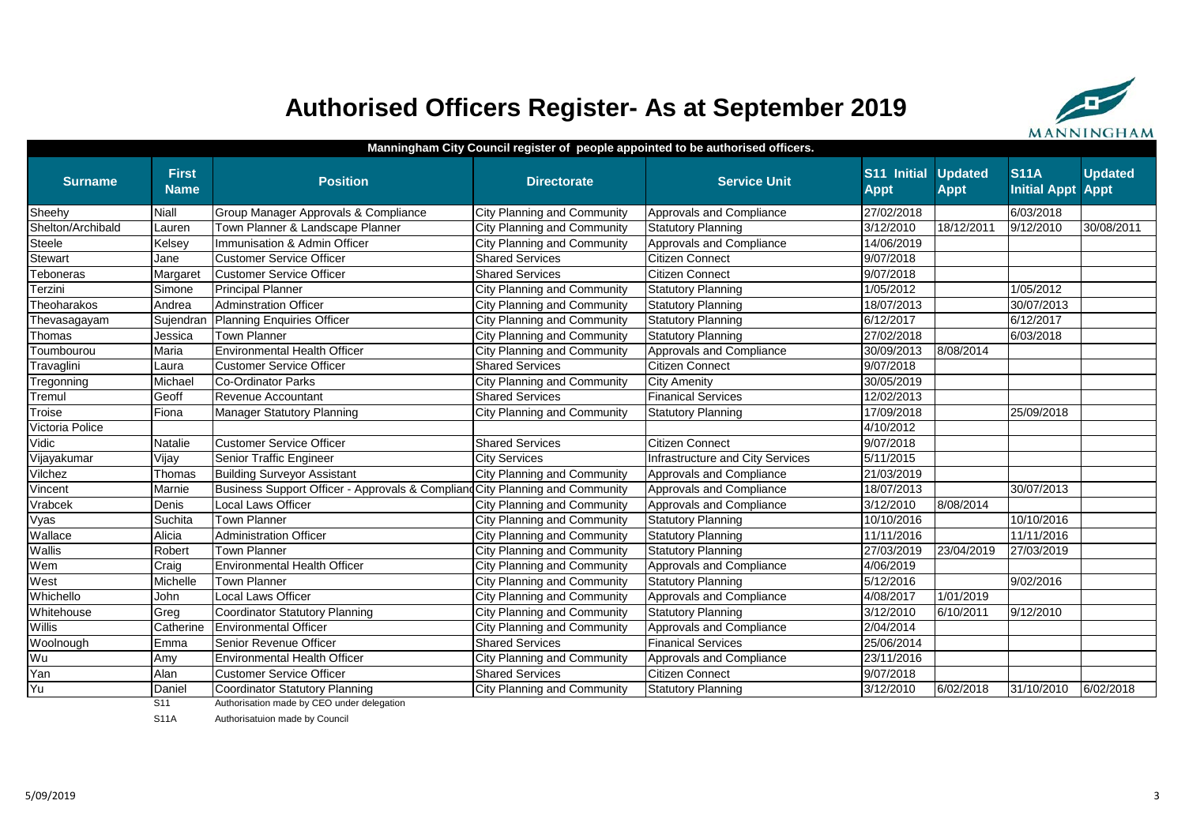# Authorised Officers Register- As at September 2019

MANNINGHAM

**Manningham City Council register of people appointed to be authorised officers.**

| Surname | First Name | Position | Directorate | Service Unit | S11 Initial Appt | Updated Appt | S11A Initial Appt | Updated Appt |
|---|---|---|---|---|---|---|---|---|
| Sheehy | Niall | Group Manager Approvals & Compliance | City Planning and Community | Approvals and Compliance | 27/02/2018 | | 6/03/2018 | |
| Shelton/Archibald | Lauren | Town Planner & Landscape Planner | City Planning and Community | Statutory Planning | 3/12/2010 | 18/12/2011 | 9/12/2010 | 30/08/2011 |
| Steele | Kelsey | Immunisation & Admin Officer | City Planning and Community | Approvals and Compliance | 14/06/2019 | | | |
| Stewart | Jane | Customer Service Officer | Shared Services | Citizen Connect | 9/07/2018 | | | |
| Teboneras | Margaret | Customer Service Officer | Shared Services | Citizen Connect | 9/07/2018 | | | |
| Terzini | Simone | Principal Planner | City Planning and Community | Statutory Planning | 1/05/2012 | | 1/05/2012 | |
| Theoharakos | Andrea | Adminstration Officer | City Planning and Community | Statutory Planning | 18/07/2013 | | 30/07/2013 | |
| Thevasagayam | Sujendran | Planning Enquiries Officer | City Planning and Community | Statutory Planning | 6/12/2017 | | 6/12/2017 | |
| Thomas | Jessica | Town Planner | City Planning and Community | Statutory Planning | 27/02/2018 | | 6/03/2018 | |
| Toumbourou | Maria | Environmental Health Officer | City Planning and Community | Approvals and Compliance | 30/09/2013 | 8/08/2014 | | |
| Travaglini | Laura | Customer Service Officer | Shared Services | Citizen Connect | 9/07/2018 | | | |
| Tregonning | Michael | Co-Ordinator Parks | City Planning and Community | City Amenity | 30/05/2019 | | | |
| Tremul | Geoff | Revenue Accountant | Shared Services | Finanical Services | 12/02/2013 | | | |
| Troise | Fiona | Manager Statutory Planning | City Planning and Community | Statutory Planning | 17/09/2018 | | 25/09/2018 | |
| Victoria Police | | | | | 4/10/2012 | | | |
| Vidic | Natalie | Customer Service Officer | Shared Services | Citizen Connect | 9/07/2018 | | | |
| Vijayakumar | Vijay | Senior Traffic Engineer | City Services | Infrastructure and City Services | 5/11/2015 | | | |
| Vilchez | Thomas | Building Surveyor Assistant | City Planning and Community | Approvals and Compliance | 21/03/2019 | | | |
| Vincent | Marnie | Business Support Officer - Approvals & Complianc | City Planning and Community | Approvals and Compliance | 18/07/2013 | | 30/07/2013 | |
| Vrabcek | Denis | Local Laws Officer | City Planning and Community | Approvals and Compliance | 3/12/2010 | 8/08/2014 | | |
| Vyas | Suchita | Town Planner | City Planning and Community | Statutory Planning | 10/10/2016 | | 10/10/2016 | |
| Wallace | Alicia | Administration Officer | City Planning and Community | Statutory Planning | 11/11/2016 | | 11/11/2016 | |
| Wallis | Robert | Town Planner | City Planning and Community | Statutory Planning | 27/03/2019 | 23/04/2019 | 27/03/2019 | |
| Wem | Craig | Environmental Health Officer | City Planning and Community | Approvals and Compliance | 4/06/2019 | | | |
| West | Michelle | Town Planner | City Planning and Community | Statutory Planning | 5/12/2016 | | 9/02/2016 | |
| Whichello | John | Local Laws Officer | City Planning and Community | Approvals and Compliance | 4/08/2017 | 1/01/2019 | | |
| Whitehouse | Greg | Coordinator Statutory Planning | City Planning and Community | Statutory Planning | 3/12/2010 | 6/10/2011 | 9/12/2010 | |
| Willis | Catherine | Environmental Officer | City Planning and Community | Approvals and Compliance | 2/04/2014 | | | |
| Woolnough | Emma | Senior Revenue Officer | Shared Services | Finanical Services | 25/06/2014 | | | |
| Wu | Amy | Environmental Health Officer | City Planning and Community | Approvals and Compliance | 23/11/2016 | | | |
| Yan | Alan | Customer Service Officer | Shared Services | Citizen Connect | 9/07/2018 | | | |
| Yu | Daniel | Coordinator Statutory Planning | City Planning and Community | Statutory Planning | 3/12/2010 | 6/02/2018 | 31/10/2010 | 6/02/2018 |

S11 Authorisation made by CEO under delegation

S11A Authorisatuion made by Council